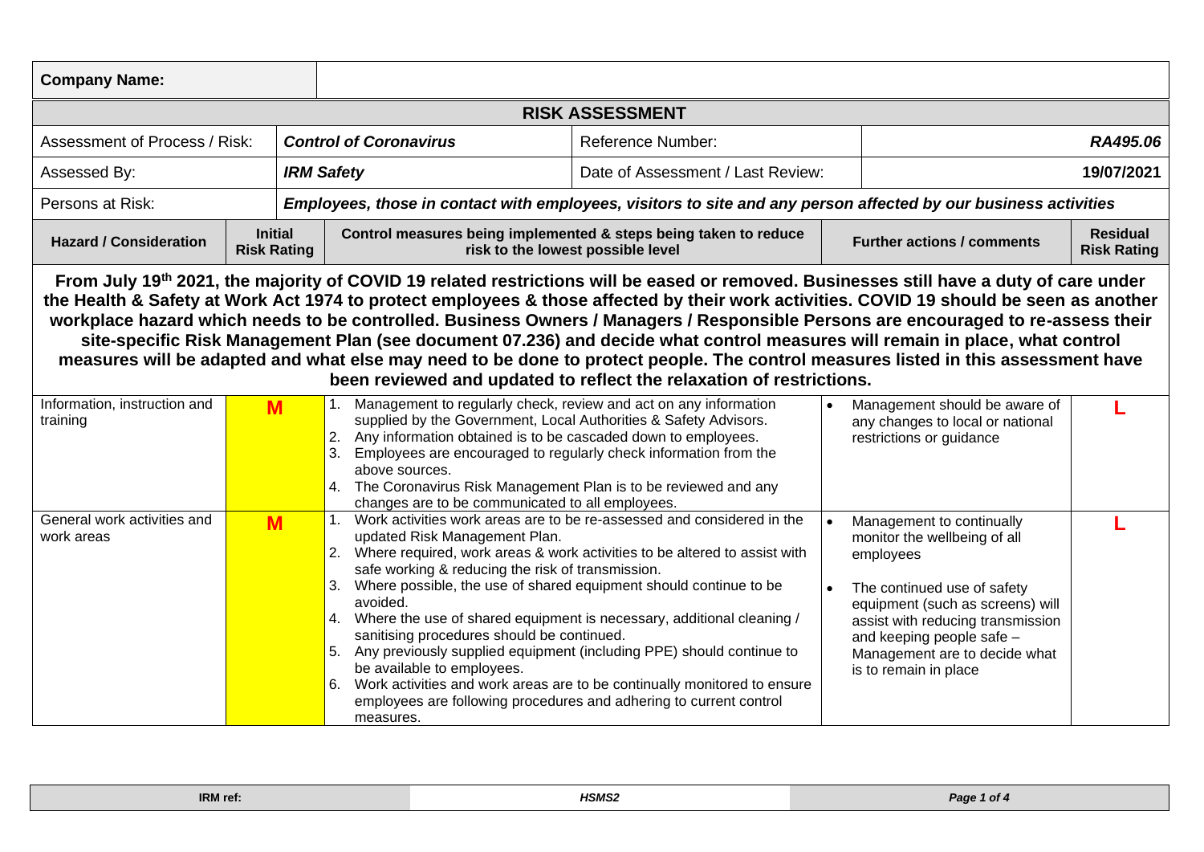| Company Name: | | | | | |
|---|---|---|---|---|---|
| **RISK ASSESSMENT** | | | | | |
| Assessment of Process / Risk: | | ***Control of Coronavirus*** | Reference Number: | | ***RA495.06*** |
| Assessed By: | | ***IRM Safety*** | Date of Assessment / Last Review: | | **19/07/2021** |
| Persons at Risk: | | ***Employees, those in contact with employees, visitors to site and any person affected by our business activities*** | | | |
| **Hazard / Consideration** | **Initial Risk Rating** | **Control measures being implemented & steps being taken to reduce risk to the lowest possible level** | | **Further actions / comments** | **Residual Risk Rating** |
| **From July 19th 2021, the majority of COVID 19 related restrictions will be eased or removed. Businesses still have a duty of care under the Health & Safety at Work Act 1974 to protect employees & those affected by their work activities. COVID 19 should be seen as another workplace hazard which needs to be controlled. Business Owners / Managers / Responsible Persons are encouraged to re-assess their site-specific Risk Management Plan (see document 07.236) and decide what control measures will remain in place, what control measures will be adapted and what else may need to be done to protect people. The control measures listed in this assessment have been reviewed and updated to reflect the relaxation of restrictions.** | | | | | |
| Information, instruction and training | **M** | 1. Management to regularly check, review and act on any information supplied by the Government, Local Authorities & Safety Advisors.<br>2. Any information obtained is to be cascaded down to employees.<br>3. Employees are encouraged to regularly check information from the above sources.<br>4. The Coronavirus Risk Management Plan is to be reviewed and any changes are to be communicated to all employees. | | • Management should be aware of any changes to local or national restrictions or guidance | **L** |
| General work activities and work areas | **M** | 1. Work activities work areas are to be re-assessed and considered in the updated Risk Management Plan.<br>2. Where required, work areas & work activities to be altered to assist with safe working & reducing the risk of transmission.<br>3. Where possible, the use of shared equipment should continue to be avoided.<br>4. Where the use of shared equipment is necessary, additional cleaning / sanitising procedures should be continued.<br>5. Any previously supplied equipment (including PPE) should continue to be available to employees.<br>6. Work activities and work areas are to be continually monitored to ensure employees are following procedures and adhering to current control measures. | | • Management to continually monitor the wellbeing of all employees<br>• The continued use of safety equipment (such as screens) will assist with reducing transmission and keeping people safe – Management are to decide what is to remain in place | **L** |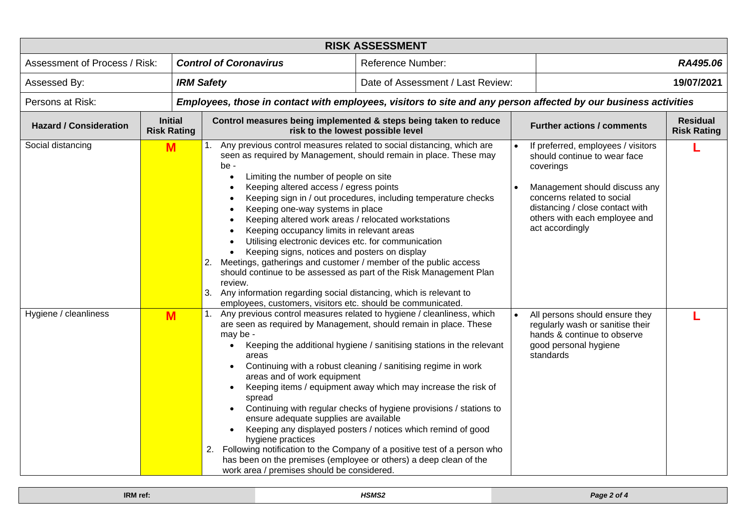| RISK ASSESSMENT | | | | | |
|---|---|---|---|---|---|
| Assessment of Process / Risk: | ***Control of Coronavirus*** | | Reference Number: | ***RA495.06*** | |
| Assessed By: | ***IRM Safety*** | | Date of Assessment / Last Review: | **19/07/2021** | |
| Persons at Risk: | ***Employees, those in contact with employees, visitors to site and any person affected by our business activities*** | | | | |

| Hazard / Consideration | Initial Risk Rating | Control measures being implemented & steps being taken to reduce risk to the lowest possible level | Further actions / comments | Residual Risk Rating |
|---|---|---|---|---|
| Social distancing | **M** | 1. Any previous control measures related to social distancing, which are seen as required by Management, should remain in place. These may be - <br>• Limiting the number of people on site <br>• Keeping altered access / egress points <br>• Keeping sign in / out procedures, including temperature checks <br>• Keeping one-way systems in place <br>• Keeping altered work areas / relocated workstations <br>• Keeping occupancy limits in relevant areas <br>• Utilising electronic devices etc. for communication <br>• Keeping signs, notices and posters on display <br>2. Meetings, gatherings and customer / member of the public access should continue to be assessed as part of the Risk Management Plan review. <br>3. Any information regarding social distancing, which is relevant to employees, customers, visitors etc. should be communicated. | • If preferred, employees / visitors should continue to wear face coverings <br>• Management should discuss any concerns related to social distancing / close contact with others with each employee and act accordingly | **L** |
| Hygiene / cleanliness | **M** | 1. Any previous control measures related to hygiene / cleanliness, which are seen as required by Management, should remain in place. These may be - <br>• Keeping the additional hygiene / sanitising stations in the relevant areas <br>• Continuing with a robust cleaning / sanitising regime in work areas and of work equipment <br>• Keeping items / equipment away which may increase the risk of spread <br>• Continuing with regular checks of hygiene provisions / stations to ensure adequate supplies are available <br>• Keeping any displayed posters / notices which remind of good hygiene practices <br>2. Following notification to the Company of a positive test of a person who has been on the premises (employee or others) a deep clean of the work area / premises should be considered. | • All persons should ensure they regularly wash or sanitise their hands & continue to observe good personal hygiene standards | **L** |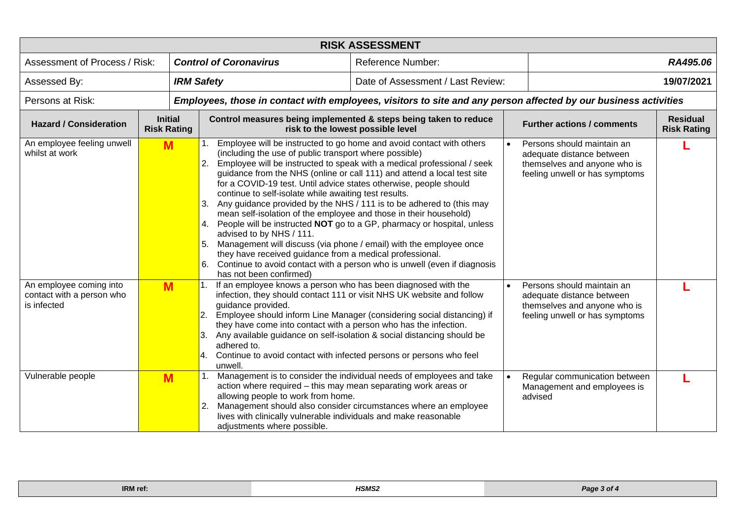| **RISK ASSESSMENT** | | | | | |
|---|---|---|---|---|---|
| Assessment of Process / Risk: | ***Control of Coronavirus*** | | Reference Number: | ***RA495.06*** | |
| Assessed By: | ***IRM Safety*** | | Date of Assessment / Last Review: | **19/07/2021** | |
| Persons at Risk: | ***Employees, those in contact with employees, visitors to site and any person affected by our business activities*** | | | | |
| **Hazard / Consideration** | **Initial Risk Rating** | **Control measures being implemented & steps being taken to reduce risk to the lowest possible level** | | **Further actions / comments** | **Residual Risk Rating** |
| An employee feeling unwell whilst at work | **M** | 1. Employee will be instructed to go home and avoid contact with others (including the use of public transport where possible)<br>2. Employee will be instructed to speak with a medical professional / seek guidance from the NHS (online or call 111) and attend a local test site for a COVID-19 test. Until advice states otherwise, people should continue to self-isolate while awaiting test results.<br>3. Any guidance provided by the NHS / 111 is to be adhered to (this may mean self-isolation of the employee and those in their household)<br>4. People will be instructed **NOT** go to a GP, pharmacy or hospital, unless advised to by NHS / 111.<br>5. Management will discuss (via phone / email) with the employee once they have received guidance from a medical professional.<br>6. Continue to avoid contact with a person who is unwell (even if diagnosis has not been confirmed) | | • Persons should maintain an adequate distance between themselves and anyone who is feeling unwell or has symptoms | **L** |
| An employee coming into contact with a person who is infected | **M** | 1. If an employee knows a person who has been diagnosed with the infection, they should contact 111 or visit NHS UK website and follow guidance provided.<br>2. Employee should inform Line Manager (considering social distancing) if they have come into contact with a person who has the infection.<br>3. Any available guidance on self-isolation & social distancing should be adhered to.<br>4. Continue to avoid contact with infected persons or persons who feel unwell. | | • Persons should maintain an adequate distance between themselves and anyone who is feeling unwell or has symptoms | **L** |
| Vulnerable people | **M** | 1. Management is to consider the individual needs of employees and take action where required – this may mean separating work areas or allowing people to work from home.<br>2. Management should also consider circumstances where an employee lives with clinically vulnerable individuals and make reasonable adjustments where possible. | | • Regular communication between Management and employees is advised | **L** |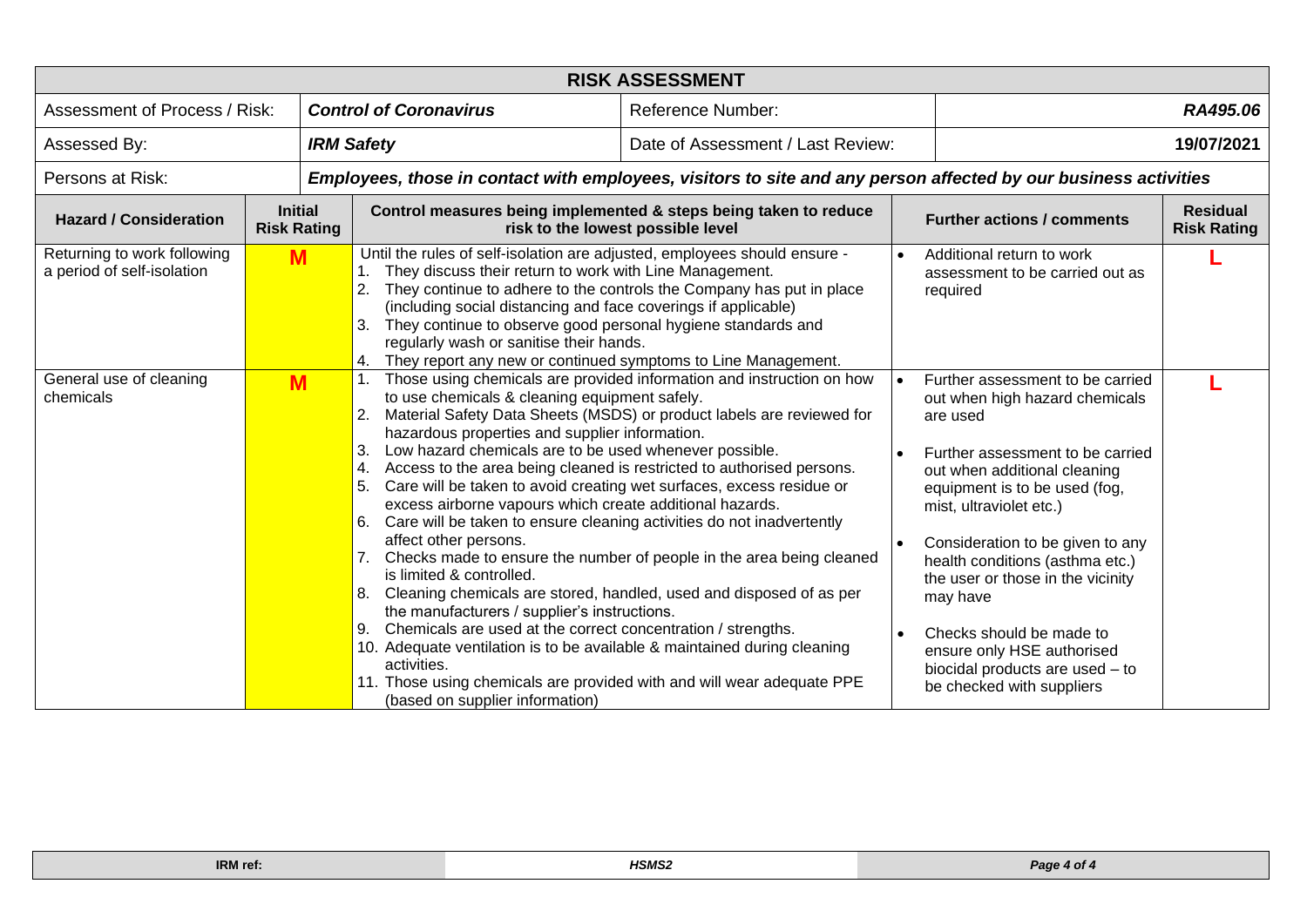| **RISK ASSESSMENT** | | | | | | |
|---|---|---|---|---|---|---|
| Assessment of Process / Risk: | ***Control of Coronavirus*** | | Reference Number: | | ***RA495.06*** | |
| Assessed By: | ***IRM Safety*** | | Date of Assessment / Last Review: | | **19/07/2021** | |
| Persons at Risk: | ***Employees, those in contact with employees, visitors to site and any person affected by our business activities*** | | | | | |
| **Hazard / Consideration** | **Initial Risk Rating** | **Control measures being implemented & steps being taken to reduce risk to the lowest possible level** | | **Further actions / comments** | | **Residual Risk Rating** |
| Returning to work following a period of self-isolation | **M** | Until the rules of self-isolation are adjusted, employees should ensure -<br>1. They discuss their return to work with Line Management.<br>2. They continue to adhere to the controls the Company has put in place (including social distancing and face coverings if applicable)<br>3. They continue to observe good personal hygiene standards and regularly wash or sanitise their hands.<br>4. They report any new or continued symptoms to Line Management. | | • Additional return to work assessment to be carried out as required | | **L** |
| General use of cleaning chemicals | **M** | 1. Those using chemicals are provided information and instruction on how to use chemicals & cleaning equipment safely.<br>2. Material Safety Data Sheets (MSDS) or product labels are reviewed for hazardous properties and supplier information.<br>3. Low hazard chemicals are to be used whenever possible.<br>4. Access to the area being cleaned is restricted to authorised persons.<br>5. Care will be taken to avoid creating wet surfaces, excess residue or excess airborne vapours which create additional hazards.<br>6. Care will be taken to ensure cleaning activities do not inadvertently affect other persons.<br>7. Checks made to ensure the number of people in the area being cleaned is limited & controlled.<br>8. Cleaning chemicals are stored, handled, used and disposed of as per the manufacturers / supplier's instructions.<br>9. Chemicals are used at the correct concentration / strengths.<br>10. Adequate ventilation is to be available & maintained during cleaning activities.<br>11. Those using chemicals are provided with and will wear adequate PPE (based on supplier information) | | • Further assessment to be carried out when high hazard chemicals are used<br>• Further assessment to be carried out when additional cleaning equipment is to be used (fog, mist, ultraviolet etc.)<br>• Consideration to be given to any health conditions (asthma etc.) the user or those in the vicinity may have<br>• Checks should be made to ensure only HSE authorised biocidal products are used – to be checked with suppliers | | **L** |